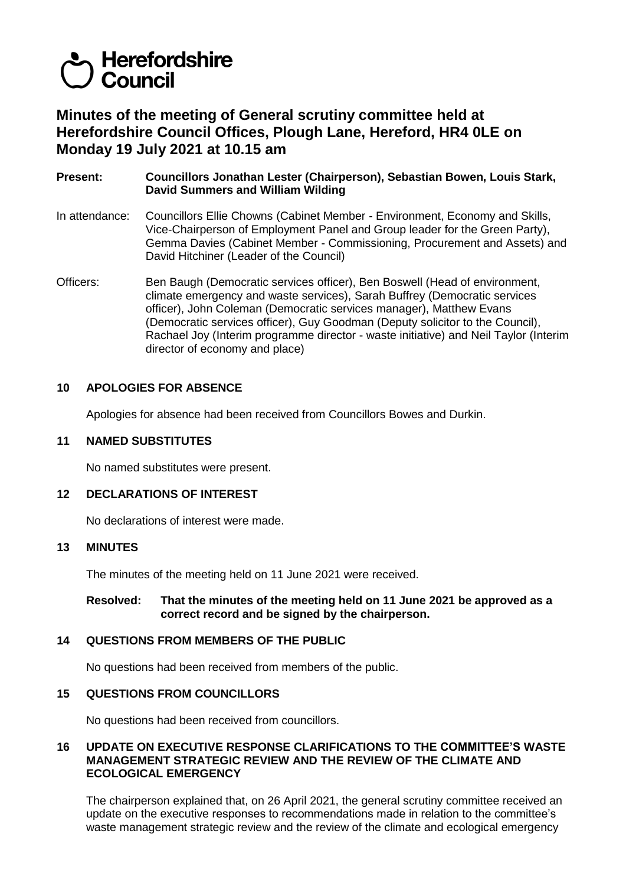# Herefordshire Council

## Minutes of the meeting of General scrutiny committee held at Herefordshire Council Offices, Plough Lane, Hereford, HR4 0LE on Monday 19 July 2021 at 10.15 am

**Present: Councillors Jonathan Lester (Chairperson), Sebastian Bowen, Louis Stark, David Summers and William Wilding**

In attendance: Councillors Ellie Chowns (Cabinet Member - Environment, Economy and Skills, Vice-Chairperson of Employment Panel and Group leader for the Green Party), Gemma Davies (Cabinet Member - Commissioning, Procurement and Assets) and David Hitchiner (Leader of the Council)

Officers: Ben Baugh (Democratic services officer), Ben Boswell (Head of environment, climate emergency and waste services), Sarah Buffrey (Democratic services officer), John Coleman (Democratic services manager), Matthew Evans (Democratic services officer), Guy Goodman (Deputy solicitor to the Council), Rachael Joy (Interim programme director - waste initiative) and Neil Taylor (Interim director of economy and place)

### 10 APOLOGIES FOR ABSENCE

Apologies for absence had been received from Councillors Bowes and Durkin.

### 11 NAMED SUBSTITUTES

No named substitutes were present.

### 12 DECLARATIONS OF INTEREST

No declarations of interest were made.

### 13 MINUTES

The minutes of the meeting held on 11 June 2021 were received.

**Resolved: That the minutes of the meeting held on 11 June 2021 be approved as a correct record and be signed by the chairperson.**

### 14 QUESTIONS FROM MEMBERS OF THE PUBLIC

No questions had been received from members of the public.

### 15 QUESTIONS FROM COUNCILLORS

No questions had been received from councillors.

### 16 UPDATE ON EXECUTIVE RESPONSE CLARIFICATIONS TO THE COMMITTEE'S WASTE MANAGEMENT STRATEGIC REVIEW AND THE REVIEW OF THE CLIMATE AND ECOLOGICAL EMERGENCY

The chairperson explained that, on 26 April 2021, the general scrutiny committee received an update on the executive responses to recommendations made in relation to the committee's waste management strategic review and the review of the climate and ecological emergency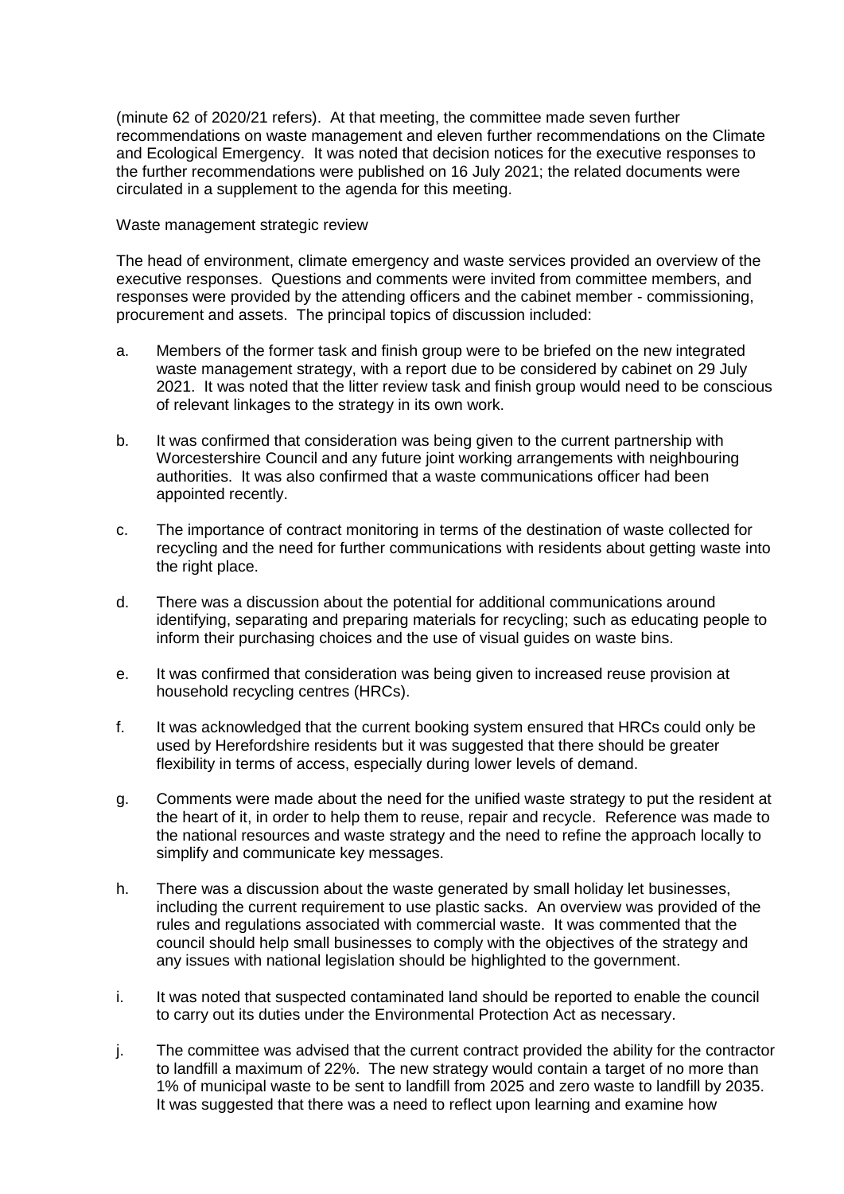(minute 62 of 2020/21 refers). At that meeting, the committee made seven further recommendations on waste management and eleven further recommendations on the Climate and Ecological Emergency. It was noted that decision notices for the executive responses to the further recommendations were published on 16 July 2021; the related documents were circulated in a supplement to the agenda for this meeting.

Waste management strategic review

The head of environment, climate emergency and waste services provided an overview of the executive responses. Questions and comments were invited from committee members, and responses were provided by the attending officers and the cabinet member - commissioning, procurement and assets. The principal topics of discussion included:

a. Members of the former task and finish group were to be briefed on the new integrated waste management strategy, with a report due to be considered by cabinet on 29 July 2021. It was noted that the litter review task and finish group would need to be conscious of relevant linkages to the strategy in its own work.

b. It was confirmed that consideration was being given to the current partnership with Worcestershire Council and any future joint working arrangements with neighbouring authorities. It was also confirmed that a waste communications officer had been appointed recently.

c. The importance of contract monitoring in terms of the destination of waste collected for recycling and the need for further communications with residents about getting waste into the right place.

d. There was a discussion about the potential for additional communications around identifying, separating and preparing materials for recycling; such as educating people to inform their purchasing choices and the use of visual guides on waste bins.

e. It was confirmed that consideration was being given to increased reuse provision at household recycling centres (HRCs).

f. It was acknowledged that the current booking system ensured that HRCs could only be used by Herefordshire residents but it was suggested that there should be greater flexibility in terms of access, especially during lower levels of demand.

g. Comments were made about the need for the unified waste strategy to put the resident at the heart of it, in order to help them to reuse, repair and recycle. Reference was made to the national resources and waste strategy and the need to refine the approach locally to simplify and communicate key messages.

h. There was a discussion about the waste generated by small holiday let businesses, including the current requirement to use plastic sacks. An overview was provided of the rules and regulations associated with commercial waste. It was commented that the council should help small businesses to comply with the objectives of the strategy and any issues with national legislation should be highlighted to the government.

i. It was noted that suspected contaminated land should be reported to enable the council to carry out its duties under the Environmental Protection Act as necessary.

j. The committee was advised that the current contract provided the ability for the contractor to landfill a maximum of 22%. The new strategy would contain a target of no more than 1% of municipal waste to be sent to landfill from 2025 and zero waste to landfill by 2035. It was suggested that there was a need to reflect upon learning and examine how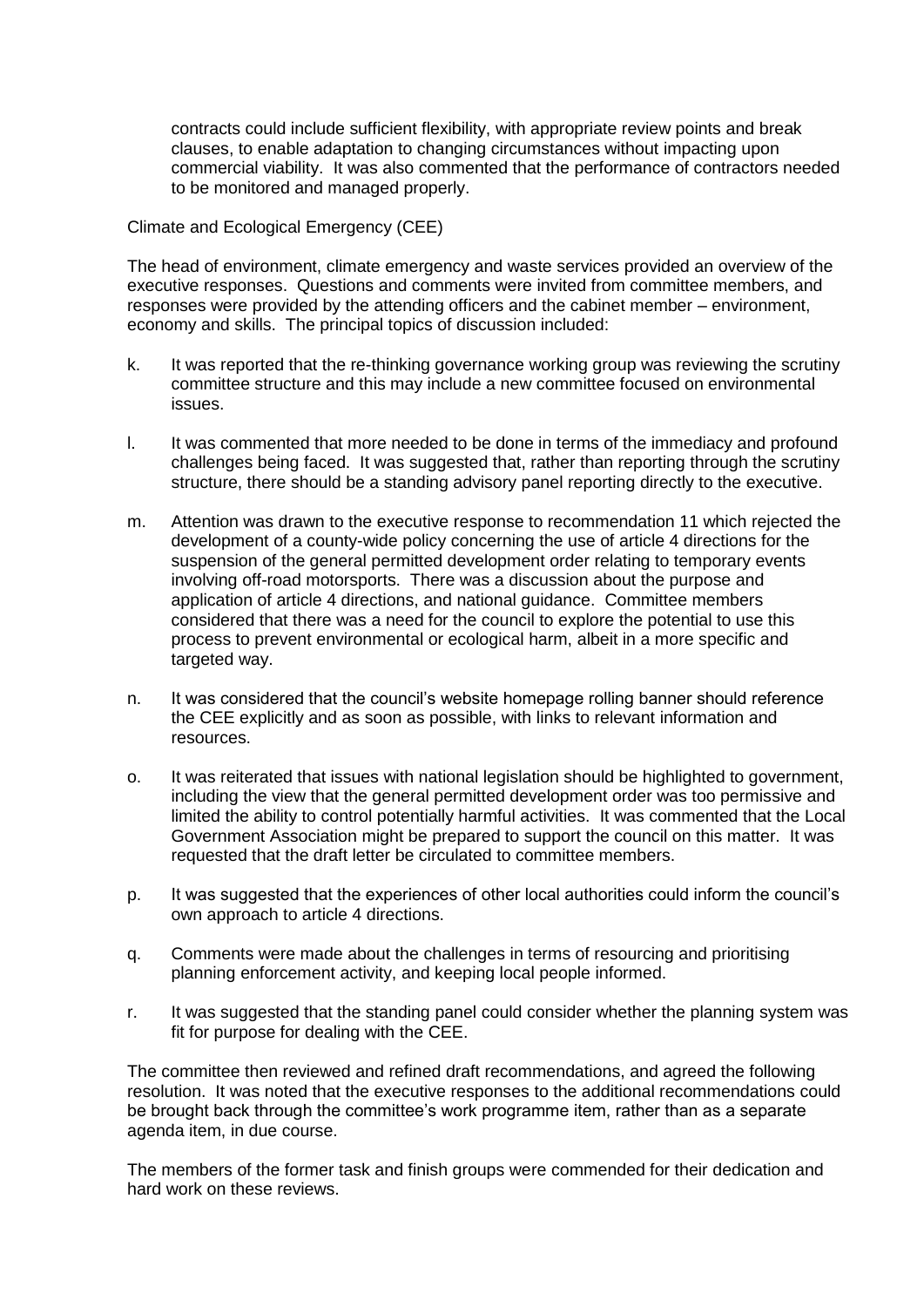contracts could include sufficient flexibility, with appropriate review points and break clauses, to enable adaptation to changing circumstances without impacting upon commercial viability. It was also commented that the performance of contractors needed to be monitored and managed properly.

Climate and Ecological Emergency (CEE)

The head of environment, climate emergency and waste services provided an overview of the executive responses. Questions and comments were invited from committee members, and responses were provided by the attending officers and the cabinet member – environment, economy and skills. The principal topics of discussion included:

k. It was reported that the re-thinking governance working group was reviewing the scrutiny committee structure and this may include a new committee focused on environmental issues.

l. It was commented that more needed to be done in terms of the immediacy and profound challenges being faced. It was suggested that, rather than reporting through the scrutiny structure, there should be a standing advisory panel reporting directly to the executive.

m. Attention was drawn to the executive response to recommendation 11 which rejected the development of a county-wide policy concerning the use of article 4 directions for the suspension of the general permitted development order relating to temporary events involving off-road motorsports. There was a discussion about the purpose and application of article 4 directions, and national guidance. Committee members considered that there was a need for the council to explore the potential to use this process to prevent environmental or ecological harm, albeit in a more specific and targeted way.

n. It was considered that the council's website homepage rolling banner should reference the CEE explicitly and as soon as possible, with links to relevant information and resources.

o. It was reiterated that issues with national legislation should be highlighted to government, including the view that the general permitted development order was too permissive and limited the ability to control potentially harmful activities. It was commented that the Local Government Association might be prepared to support the council on this matter. It was requested that the draft letter be circulated to committee members.

p. It was suggested that the experiences of other local authorities could inform the council's own approach to article 4 directions.

q. Comments were made about the challenges in terms of resourcing and prioritising planning enforcement activity, and keeping local people informed.

r. It was suggested that the standing panel could consider whether the planning system was fit for purpose for dealing with the CEE.

The committee then reviewed and refined draft recommendations, and agreed the following resolution. It was noted that the executive responses to the additional recommendations could be brought back through the committee's work programme item, rather than as a separate agenda item, in due course.

The members of the former task and finish groups were commended for their dedication and hard work on these reviews.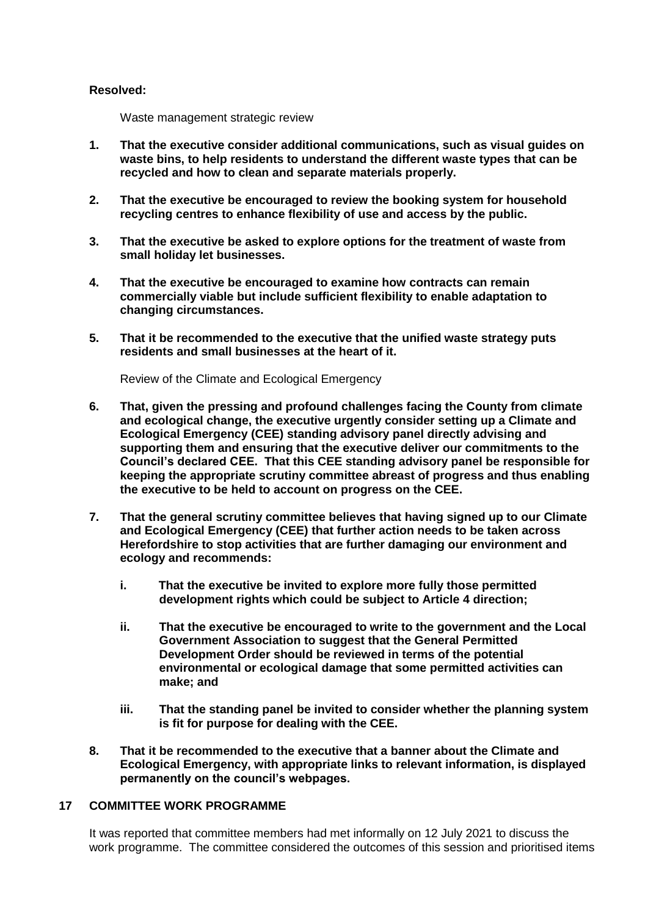**Resolved:**

Waste management strategic review

1. **That the executive consider additional communications, such as visual guides on waste bins, to help residents to understand the different waste types that can be recycled and how to clean and separate materials properly.**

2. **That the executive be encouraged to review the booking system for household recycling centres to enhance flexibility of use and access by the public.**

3. **That the executive be asked to explore options for the treatment of waste from small holiday let businesses.**

4. **That the executive be encouraged to examine how contracts can remain commercially viable but include sufficient flexibility to enable adaptation to changing circumstances.**

5. **That it be recommended to the executive that the unified waste strategy puts residents and small businesses at the heart of it.**

Review of the Climate and Ecological Emergency

6. **That, given the pressing and profound challenges facing the County from climate and ecological change, the executive urgently consider setting up a Climate and Ecological Emergency (CEE) standing advisory panel directly advising and supporting them and ensuring that the executive deliver our commitments to the Council's declared CEE. That this CEE standing advisory panel be responsible for keeping the appropriate scrutiny committee abreast of progress and thus enabling the executive to be held to account on progress on the CEE.**

7. **That the general scrutiny committee believes that having signed up to our Climate and Ecological Emergency (CEE) that further action needs to be taken across Herefordshire to stop activities that are further damaging our environment and ecology and recommends:**

    i. **That the executive be invited to explore more fully those permitted development rights which could be subject to Article 4 direction;**

    ii. **That the executive be encouraged to write to the government and the Local Government Association to suggest that the General Permitted Development Order should be reviewed in terms of the potential environmental or ecological damage that some permitted activities can make; and**

    iii. **That the standing panel be invited to consider whether the planning system is fit for purpose for dealing with the CEE.**

8. **That it be recommended to the executive that a banner about the Climate and Ecological Emergency, with appropriate links to relevant information, is displayed permanently on the council's webpages.**

## 17 COMMITTEE WORK PROGRAMME

It was reported that committee members had met informally on 12 July 2021 to discuss the work programme. The committee considered the outcomes of this session and prioritised items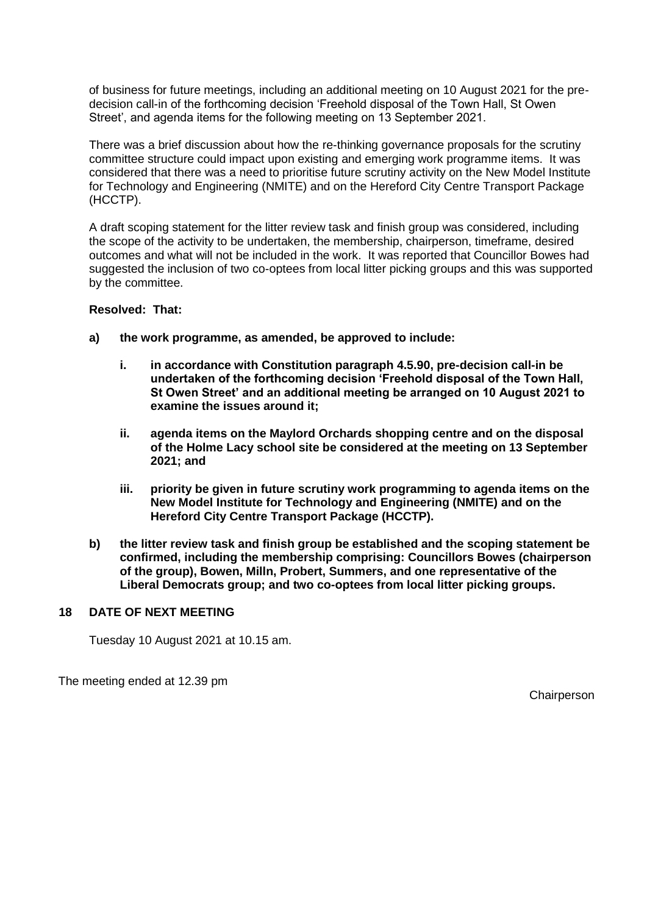of business for future meetings, including an additional meeting on 10 August 2021 for the pre-decision call-in of the forthcoming decision 'Freehold disposal of the Town Hall, St Owen Street', and agenda items for the following meeting on 13 September 2021.

There was a brief discussion about how the re-thinking governance proposals for the scrutiny committee structure could impact upon existing and emerging work programme items. It was considered that there was a need to prioritise future scrutiny activity on the New Model Institute for Technology and Engineering (NMITE) and on the Hereford City Centre Transport Package (HCCTP).

A draft scoping statement for the litter review task and finish group was considered, including the scope of the activity to be undertaken, the membership, chairperson, timeframe, desired outcomes and what will not be included in the work. It was reported that Councillor Bowes had suggested the inclusion of two co-optees from local litter picking groups and this was supported by the committee.

**Resolved: That:**

**a) the work programme, as amended, be approved to include:**

**i. in accordance with Constitution paragraph 4.5.90, pre-decision call-in be undertaken of the forthcoming decision 'Freehold disposal of the Town Hall, St Owen Street' and an additional meeting be arranged on 10 August 2021 to examine the issues around it;**

**ii. agenda items on the Maylord Orchards shopping centre and on the disposal of the Holme Lacy school site be considered at the meeting on 13 September 2021; and**

**iii. priority be given in future scrutiny work programming to agenda items on the New Model Institute for Technology and Engineering (NMITE) and on the Hereford City Centre Transport Package (HCCTP).**

**b) the litter review task and finish group be established and the scoping statement be confirmed, including the membership comprising: Councillors Bowes (chairperson of the group), Bowen, Milln, Probert, Summers, and one representative of the Liberal Democrats group; and two co-optees from local litter picking groups.**

## 18 DATE OF NEXT MEETING

Tuesday 10 August 2021 at 10.15 am.

The meeting ended at 12.39 pm

Chairperson